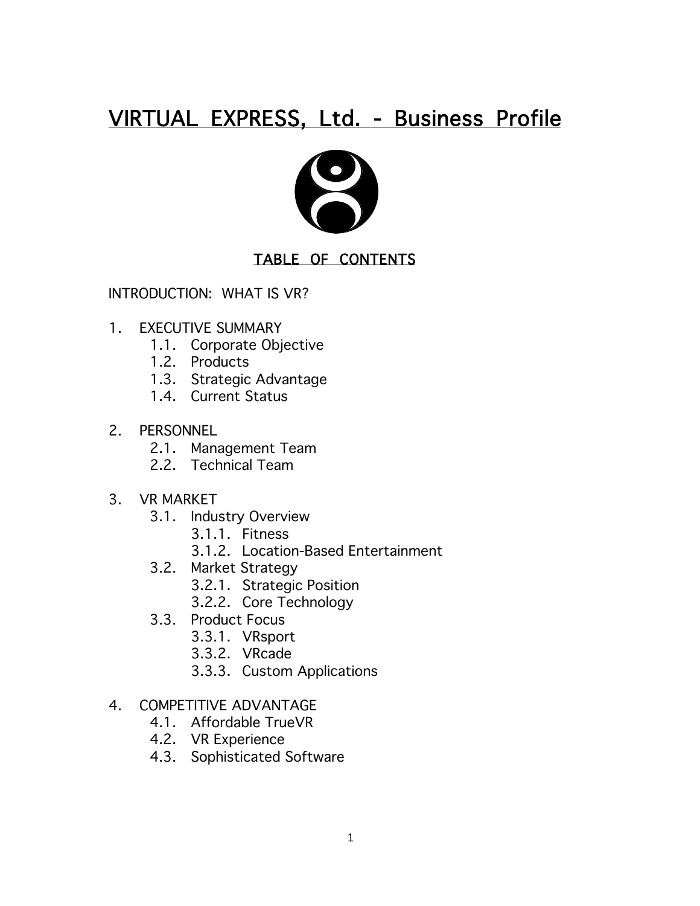# VIRTUAL EXPRESS, Ltd. - Business Profile

## TABLE OF CONTENTS

INTRODUCTION: WHAT IS VR?

1. EXECUTIVE SUMMARY
    - 1.1. Corporate Objective
    - 1.2. Products
    - 1.3. Strategic Advantage
    - 1.4. Current Status

2. PERSONNEL
    - 2.1. Management Team
    - 2.2. Technical Team

3. VR MARKET
    - 3.1. Industry Overview
        - 3.1.1. Fitness
        - 3.1.2. Location-Based Entertainment
    - 3.2. Market Strategy
        - 3.2.1. Strategic Position
        - 3.2.2. Core Technology
    - 3.3. Product Focus
        - 3.3.1. VRsport
        - 3.3.2. VRcade
        - 3.3.3. Custom Applications

4. COMPETITIVE ADVANTAGE
    - 4.1. Affordable TrueVR
    - 4.2. VR Experience
    - 4.3. Sophisticated Software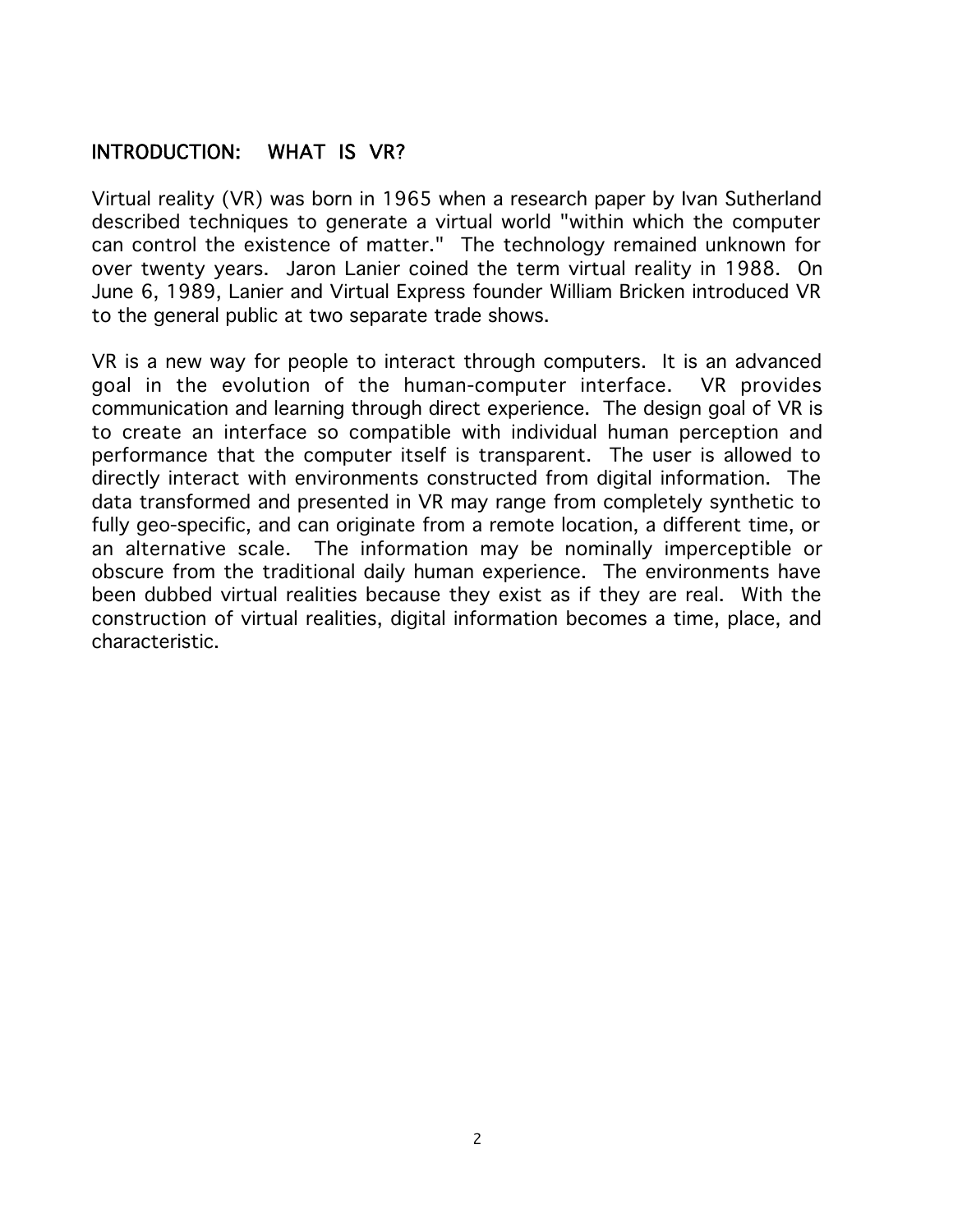## INTRODUCTION: WHAT IS VR?

Virtual reality (VR) was born in 1965 when a research paper by Ivan Sutherland described techniques to generate a virtual world "within which the computer can control the existence of matter." The technology remained unknown for over twenty years. Jaron Lanier coined the term virtual reality in 1988. On June 6, 1989, Lanier and Virtual Express founder William Bricken introduced VR to the general public at two separate trade shows.

VR is a new way for people to interact through computers. It is an advanced goal in the evolution of the human-computer interface. VR provides communication and learning through direct experience. The design goal of VR is to create an interface so compatible with individual human perception and performance that the computer itself is transparent. The user is allowed to directly interact with environments constructed from digital information. The data transformed and presented in VR may range from completely synthetic to fully geo-specific, and can originate from a remote location, a different time, or an alternative scale. The information may be nominally imperceptible or obscure from the traditional daily human experience. The environments have been dubbed virtual realities because they exist as if they are real. With the construction of virtual realities, digital information becomes a time, place, and characteristic.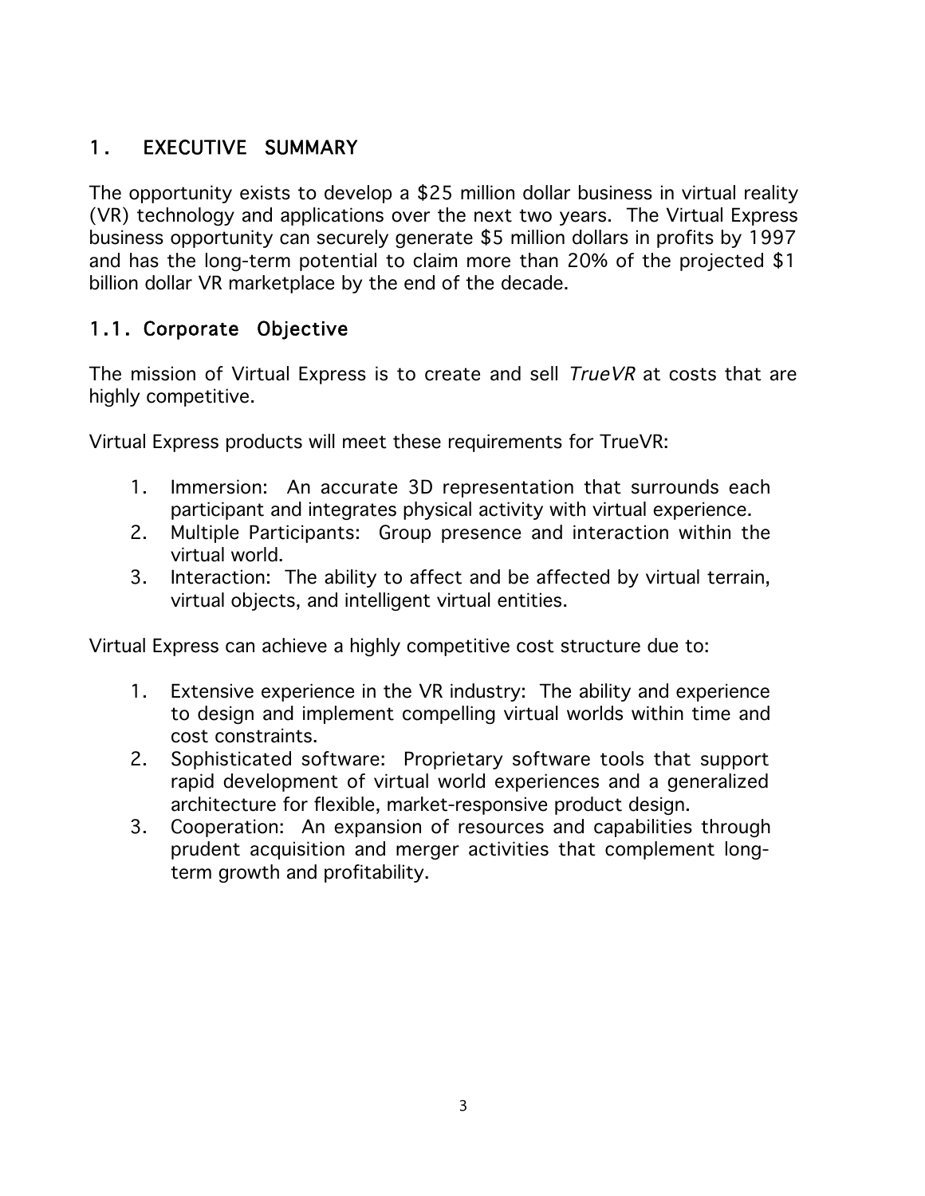# 1. EXECUTIVE SUMMARY

The opportunity exists to develop a $25 million dollar business in virtual reality (VR) technology and applications over the next two years. The Virtual Express business opportunity can securely generate $5 million dollars in profits by 1997 and has the long-term potential to claim more than 20% of the projected $1 billion dollar VR marketplace by the end of the decade.

## 1.1. Corporate Objective

The mission of Virtual Express is to create and sell *TrueVR* at costs that are highly competitive.

Virtual Express products will meet these requirements for TrueVR:

1. Immersion: An accurate 3D representation that surrounds each participant and integrates physical activity with virtual experience.
2. Multiple Participants: Group presence and interaction within the virtual world.
3. Interaction: The ability to affect and be affected by virtual terrain, virtual objects, and intelligent virtual entities.

Virtual Express can achieve a highly competitive cost structure due to:

1. Extensive experience in the VR industry: The ability and experience to design and implement compelling virtual worlds within time and cost constraints.
2. Sophisticated software: Proprietary software tools that support rapid development of virtual world experiences and a generalized architecture for flexible, market-responsive product design.
3. Cooperation: An expansion of resources and capabilities through prudent acquisition and merger activities that complement long-term growth and profitability.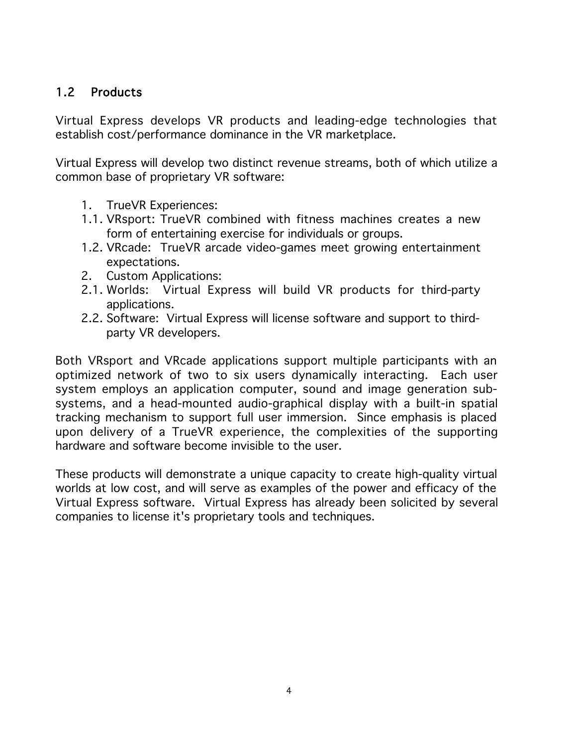## 1.2 Products

Virtual Express develops VR products and leading-edge technologies that establish cost/performance dominance in the VR marketplace.

Virtual Express will develop two distinct revenue streams, both of which utilize a common base of proprietary VR software:

1. TrueVR Experiences:
   - 1.1. VRsport: TrueVR combined with fitness machines creates a new form of entertaining exercise for individuals or groups.
   - 1.2. VRcade: TrueVR arcade video-games meet growing entertainment expectations.
2. Custom Applications:
   - 2.1. Worlds: Virtual Express will build VR products for third-party applications.
   - 2.2. Software: Virtual Express will license software and support to third-party VR developers.

Both VRsport and VRcade applications support multiple participants with an optimized network of two to six users dynamically interacting. Each user system employs an application computer, sound and image generation sub-systems, and a head-mounted audio-graphical display with a built-in spatial tracking mechanism to support full user immersion. Since emphasis is placed upon delivery of a TrueVR experience, the complexities of the supporting hardware and software become invisible to the user.

These products will demonstrate a unique capacity to create high-quality virtual worlds at low cost, and will serve as examples of the power and efficacy of the Virtual Express software. Virtual Express has already been solicited by several companies to license it's proprietary tools and techniques.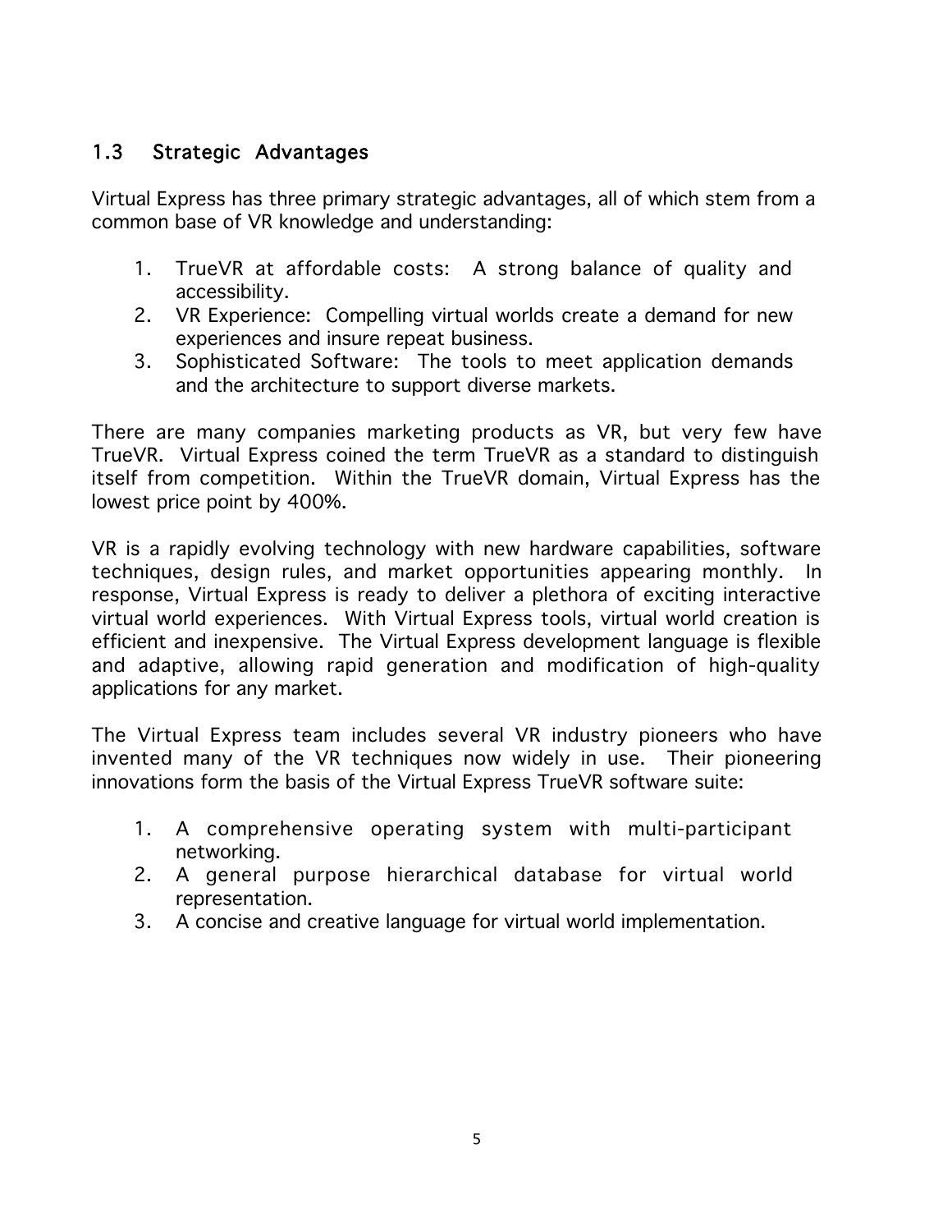## 1.3 Strategic Advantages

Virtual Express has three primary strategic advantages, all of which stem from a common base of VR knowledge and understanding:

1. TrueVR at affordable costs: A strong balance of quality and accessibility.
2. VR Experience: Compelling virtual worlds create a demand for new experiences and insure repeat business.
3. Sophisticated Software: The tools to meet application demands and the architecture to support diverse markets.

There are many companies marketing products as VR, but very few have TrueVR. Virtual Express coined the term TrueVR as a standard to distinguish itself from competition. Within the TrueVR domain, Virtual Express has the lowest price point by 400%.

VR is a rapidly evolving technology with new hardware capabilities, software techniques, design rules, and market opportunities appearing monthly. In response, Virtual Express is ready to deliver a plethora of exciting interactive virtual world experiences. With Virtual Express tools, virtual world creation is efficient and inexpensive. The Virtual Express development language is flexible and adaptive, allowing rapid generation and modification of high-quality applications for any market.

The Virtual Express team includes several VR industry pioneers who have invented many of the VR techniques now widely in use. Their pioneering innovations form the basis of the Virtual Express TrueVR software suite:

1. A comprehensive operating system with multi-participant networking.
2. A general purpose hierarchical database for virtual world representation.
3. A concise and creative language for virtual world implementation.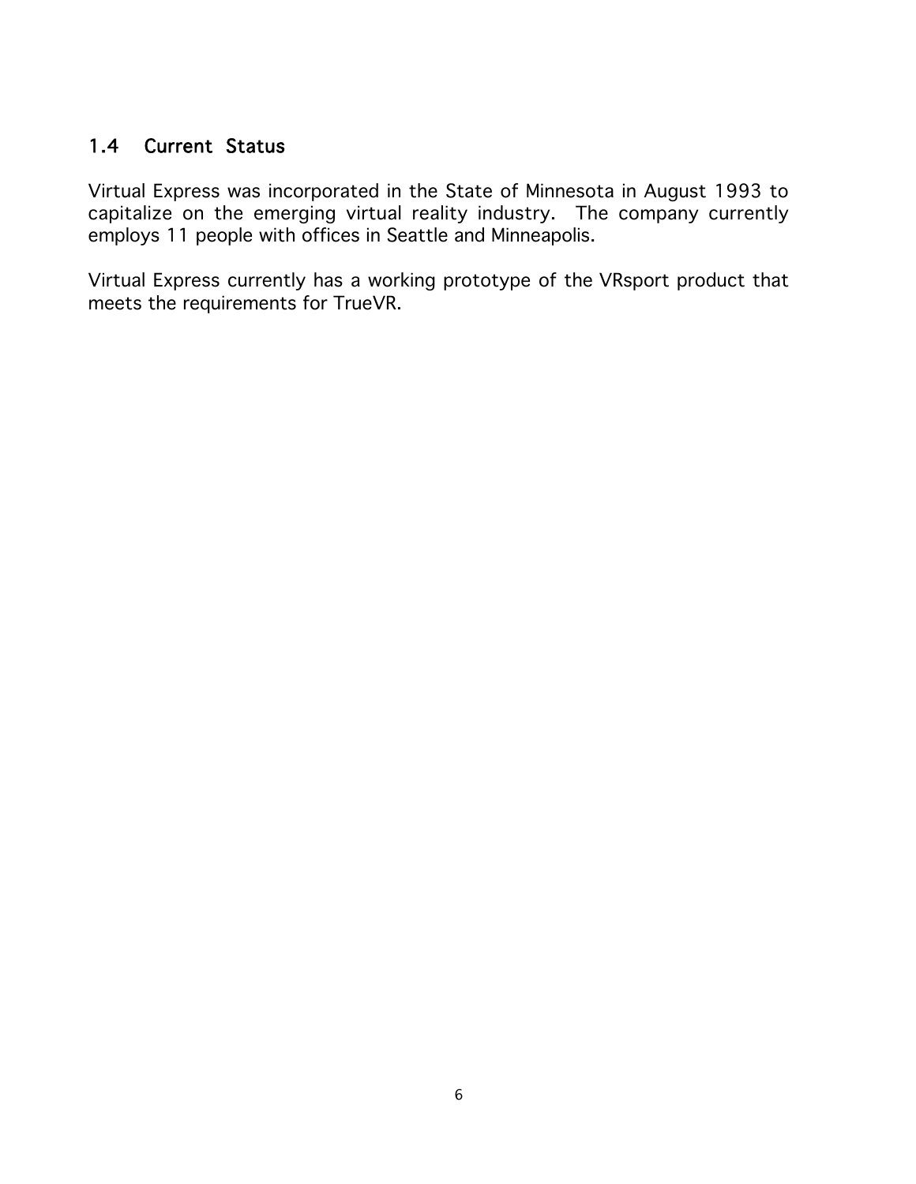## 1.4 Current Status

Virtual Express was incorporated in the State of Minnesota in August 1993 to capitalize on the emerging virtual reality industry. The company currently employs 11 people with offices in Seattle and Minneapolis.

Virtual Express currently has a working prototype of the VRsport product that meets the requirements for TrueVR.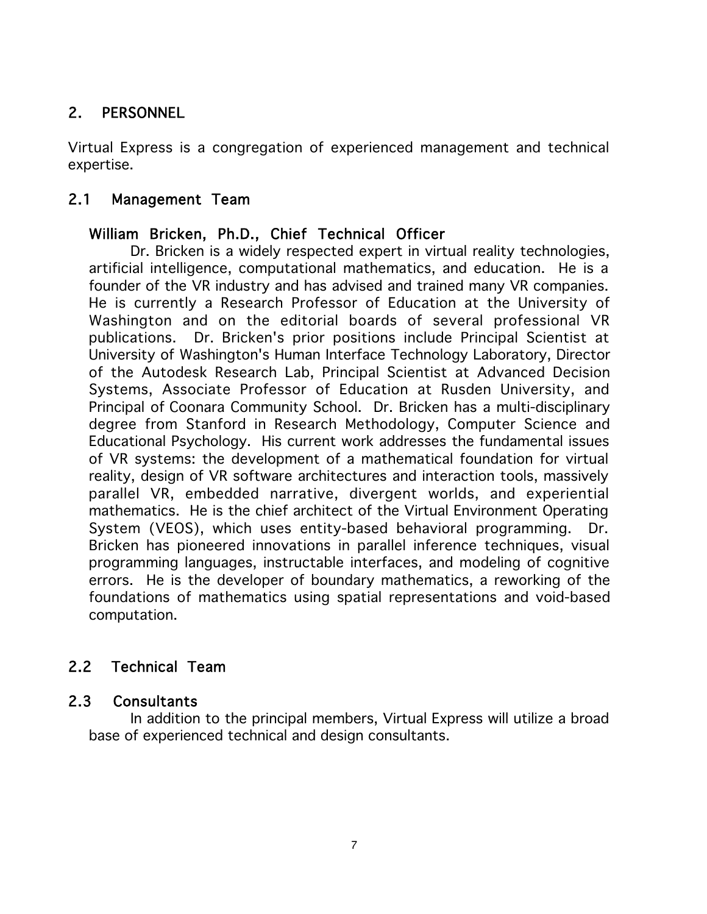## 2. PERSONNEL

Virtual Express is a congregation of experienced management and technical expertise.

### 2.1 Management Team

**William Bricken, Ph.D., Chief Technical Officer**

Dr. Bricken is a widely respected expert in virtual reality technologies, artificial intelligence, computational mathematics, and education. He is a founder of the VR industry and has advised and trained many VR companies. He is currently a Research Professor of Education at the University of Washington and on the editorial boards of several professional VR publications. Dr. Bricken's prior positions include Principal Scientist at University of Washington's Human Interface Technology Laboratory, Director of the Autodesk Research Lab, Principal Scientist at Advanced Decision Systems, Associate Professor of Education at Rusden University, and Principal of Coonara Community School. Dr. Bricken has a multi-disciplinary degree from Stanford in Research Methodology, Computer Science and Educational Psychology. His current work addresses the fundamental issues of VR systems: the development of a mathematical foundation for virtual reality, design of VR software architectures and interaction tools, massively parallel VR, embedded narrative, divergent worlds, and experiential mathematics. He is the chief architect of the Virtual Environment Operating System (VEOS), which uses entity-based behavioral programming. Dr. Bricken has pioneered innovations in parallel inference techniques, visual programming languages, instructable interfaces, and modeling of cognitive errors. He is the developer of boundary mathematics, a reworking of the foundations of mathematics using spatial representations and void-based computation.

### 2.2 Technical Team

### 2.3 Consultants

In addition to the principal members, Virtual Express will utilize a broad base of experienced technical and design consultants.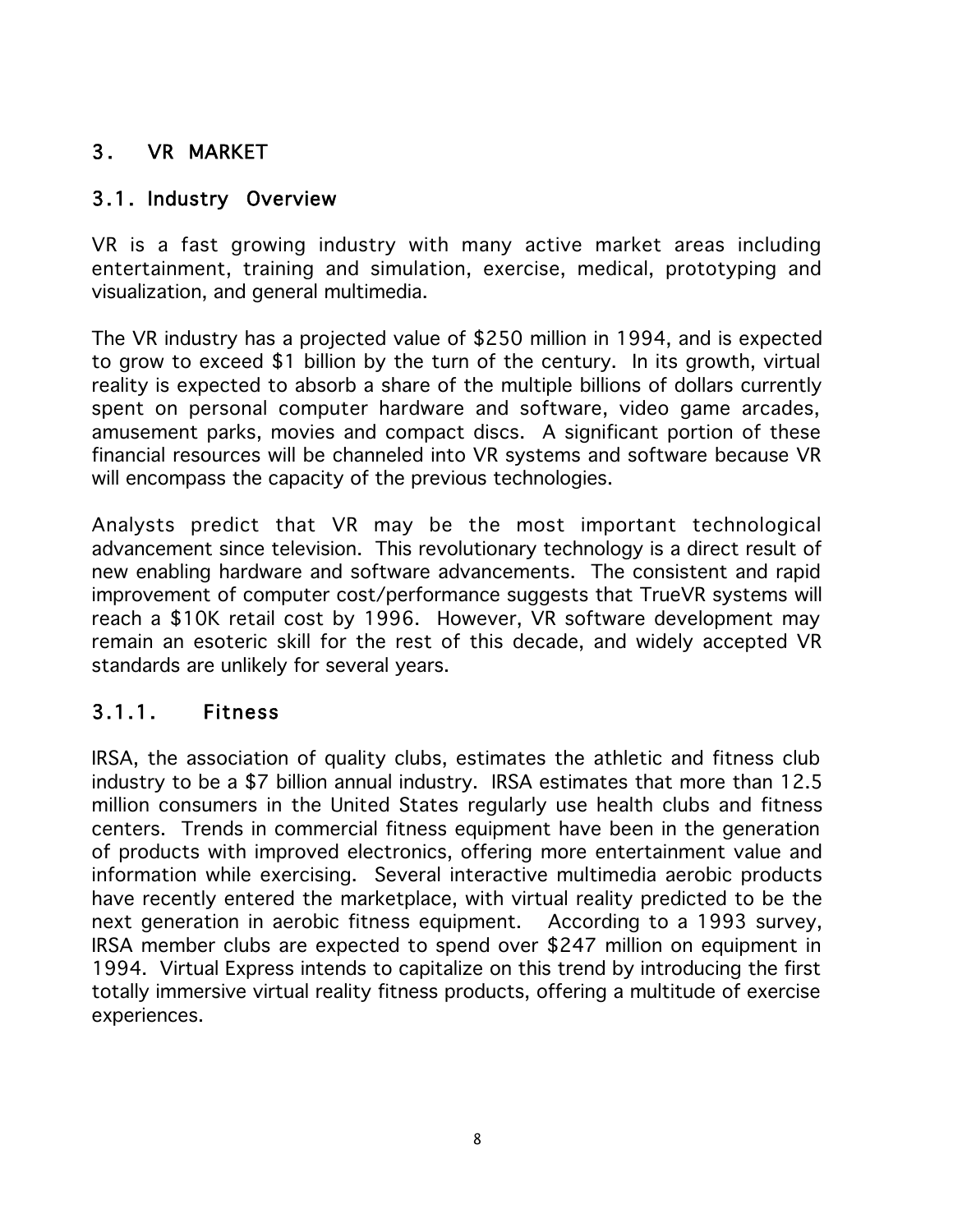# 3. VR MARKET

## 3.1. Industry Overview

VR is a fast growing industry with many active market areas including entertainment, training and simulation, exercise, medical, prototyping and visualization, and general multimedia.

The VR industry has a projected value of $250 million in 1994, and is expected to grow to exceed $1 billion by the turn of the century. In its growth, virtual reality is expected to absorb a share of the multiple billions of dollars currently spent on personal computer hardware and software, video game arcades, amusement parks, movies and compact discs. A significant portion of these financial resources will be channeled into VR systems and software because VR will encompass the capacity of the previous technologies.

Analysts predict that VR may be the most important technological advancement since television. This revolutionary technology is a direct result of new enabling hardware and software advancements. The consistent and rapid improvement of computer cost/performance suggests that TrueVR systems will reach a $10K retail cost by 1996. However, VR software development may remain an esoteric skill for the rest of this decade, and widely accepted VR standards are unlikely for several years.

### 3.1.1. Fitness

IRSA, the association of quality clubs, estimates the athletic and fitness club industry to be a $7 billion annual industry. IRSA estimates that more than 12.5 million consumers in the United States regularly use health clubs and fitness centers. Trends in commercial fitness equipment have been in the generation of products with improved electronics, offering more entertainment value and information while exercising. Several interactive multimedia aerobic products have recently entered the marketplace, with virtual reality predicted to be the next generation in aerobic fitness equipment. According to a 1993 survey, IRSA member clubs are expected to spend over $247 million on equipment in 1994. Virtual Express intends to capitalize on this trend by introducing the first totally immersive virtual reality fitness products, offering a multitude of exercise experiences.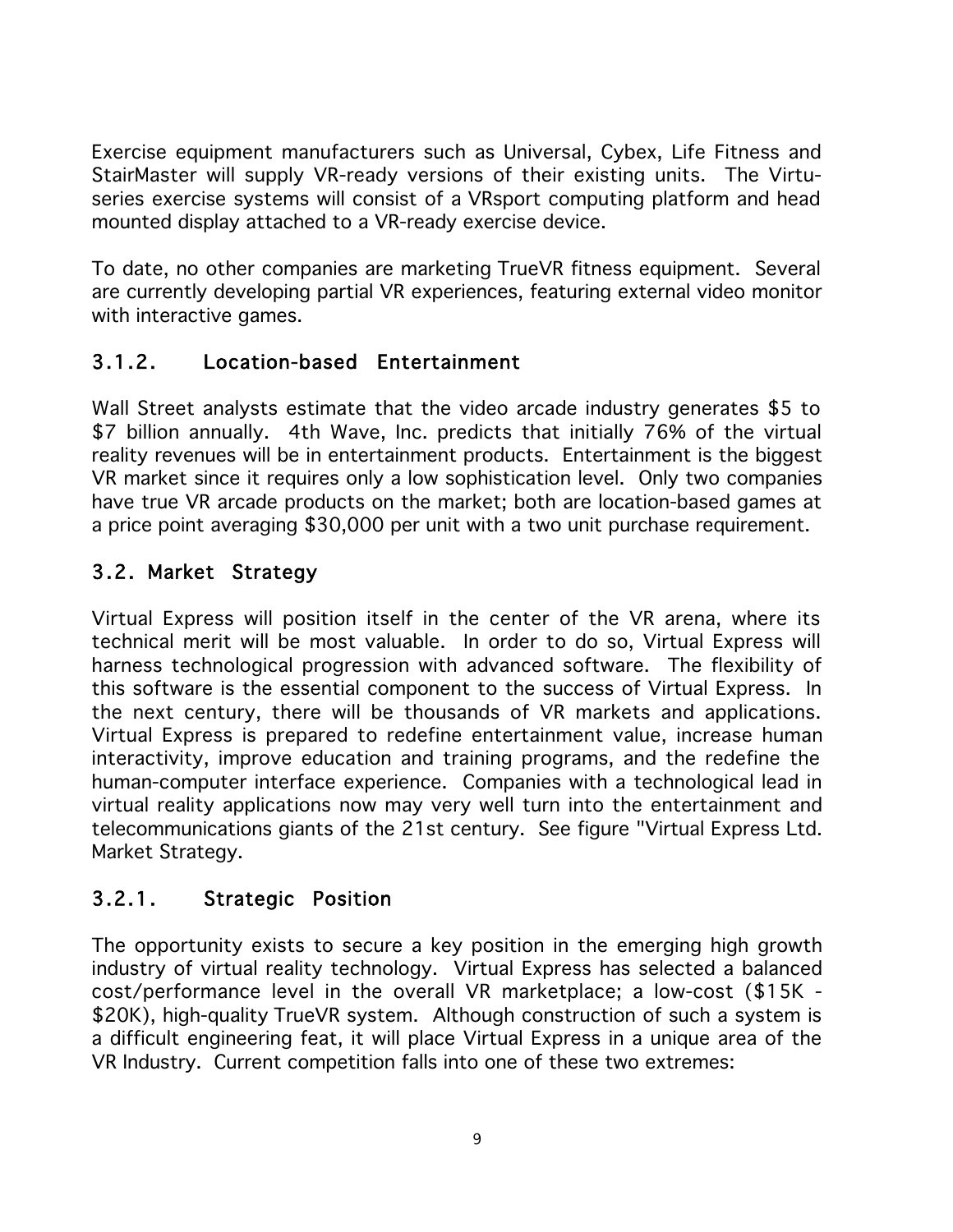Exercise equipment manufacturers such as Universal, Cybex, Life Fitness and StairMaster will supply VR-ready versions of their existing units. The Virtu-series exercise systems will consist of a VRsport computing platform and head mounted display attached to a VR-ready exercise device.

To date, no other companies are marketing TrueVR fitness equipment. Several are currently developing partial VR experiences, featuring external video monitor with interactive games.

### 3.1.2. Location-based Entertainment

Wall Street analysts estimate that the video arcade industry generates $5 to $7 billion annually. 4th Wave, Inc. predicts that initially 76% of the virtual reality revenues will be in entertainment products. Entertainment is the biggest VR market since it requires only a low sophistication level. Only two companies have true VR arcade products on the market; both are location-based games at a price point averaging $30,000 per unit with a two unit purchase requirement.

## 3.2. Market Strategy

Virtual Express will position itself in the center of the VR arena, where its technical merit will be most valuable. In order to do so, Virtual Express will harness technological progression with advanced software. The flexibility of this software is the essential component to the success of Virtual Express. In the next century, there will be thousands of VR markets and applications. Virtual Express is prepared to redefine entertainment value, increase human interactivity, improve education and training programs, and the redefine the human-computer interface experience. Companies with a technological lead in virtual reality applications now may very well turn into the entertainment and telecommunications giants of the 21st century. See figure "Virtual Express Ltd. Market Strategy.

### 3.2.1. Strategic Position

The opportunity exists to secure a key position in the emerging high growth industry of virtual reality technology. Virtual Express has selected a balanced cost/performance level in the overall VR marketplace; a low-cost ($15K - $20K), high-quality TrueVR system. Although construction of such a system is a difficult engineering feat, it will place Virtual Express in a unique area of the VR Industry. Current competition falls into one of these two extremes: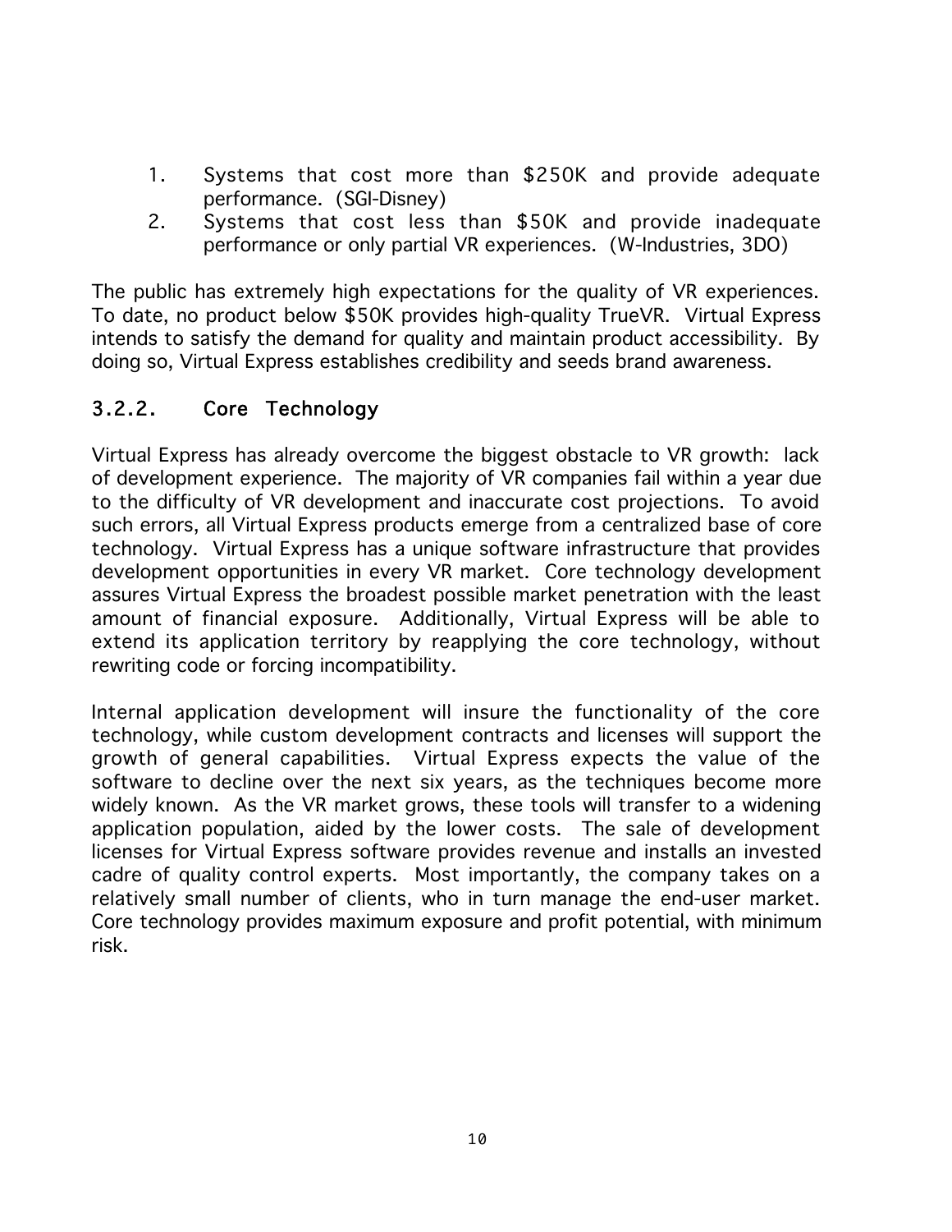1. Systems that cost more than $250K and provide adequate performance. (SGI-Disney)
2. Systems that cost less than $50K and provide inadequate performance or only partial VR experiences. (W-Industries, 3DO)

The public has extremely high expectations for the quality of VR experiences. To date, no product below $50K provides high-quality TrueVR. Virtual Express intends to satisfy the demand for quality and maintain product accessibility. By doing so, Virtual Express establishes credibility and seeds brand awareness.

### 3.2.2. Core Technology

Virtual Express has already overcome the biggest obstacle to VR growth: lack of development experience. The majority of VR companies fail within a year due to the difficulty of VR development and inaccurate cost projections. To avoid such errors, all Virtual Express products emerge from a centralized base of core technology. Virtual Express has a unique software infrastructure that provides development opportunities in every VR market. Core technology development assures Virtual Express the broadest possible market penetration with the least amount of financial exposure. Additionally, Virtual Express will be able to extend its application territory by reapplying the core technology, without rewriting code or forcing incompatibility.

Internal application development will insure the functionality of the core technology, while custom development contracts and licenses will support the growth of general capabilities. Virtual Express expects the value of the software to decline over the next six years, as the techniques become more widely known. As the VR market grows, these tools will transfer to a widening application population, aided by the lower costs. The sale of development licenses for Virtual Express software provides revenue and installs an invested cadre of quality control experts. Most importantly, the company takes on a relatively small number of clients, who in turn manage the end-user market. Core technology provides maximum exposure and profit potential, with minimum risk.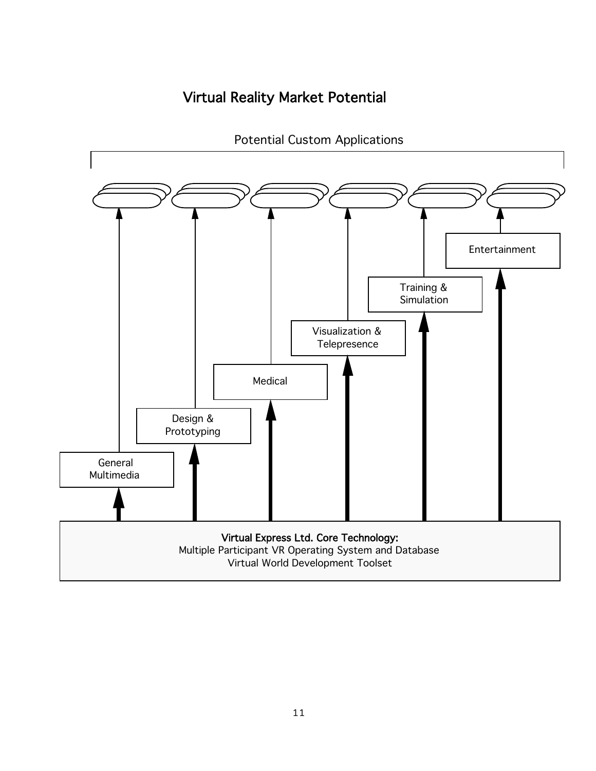# Virtual Reality Market Potential

Potential Custom Applications

Entertainment

Training & Simulation

Visualization & Telepresence

Medical

Design & Prototyping

General Multimedia

**Virtual Express Ltd. Core Technology:**
Multiple Participant VR Operating System and Database
Virtual World Development Toolset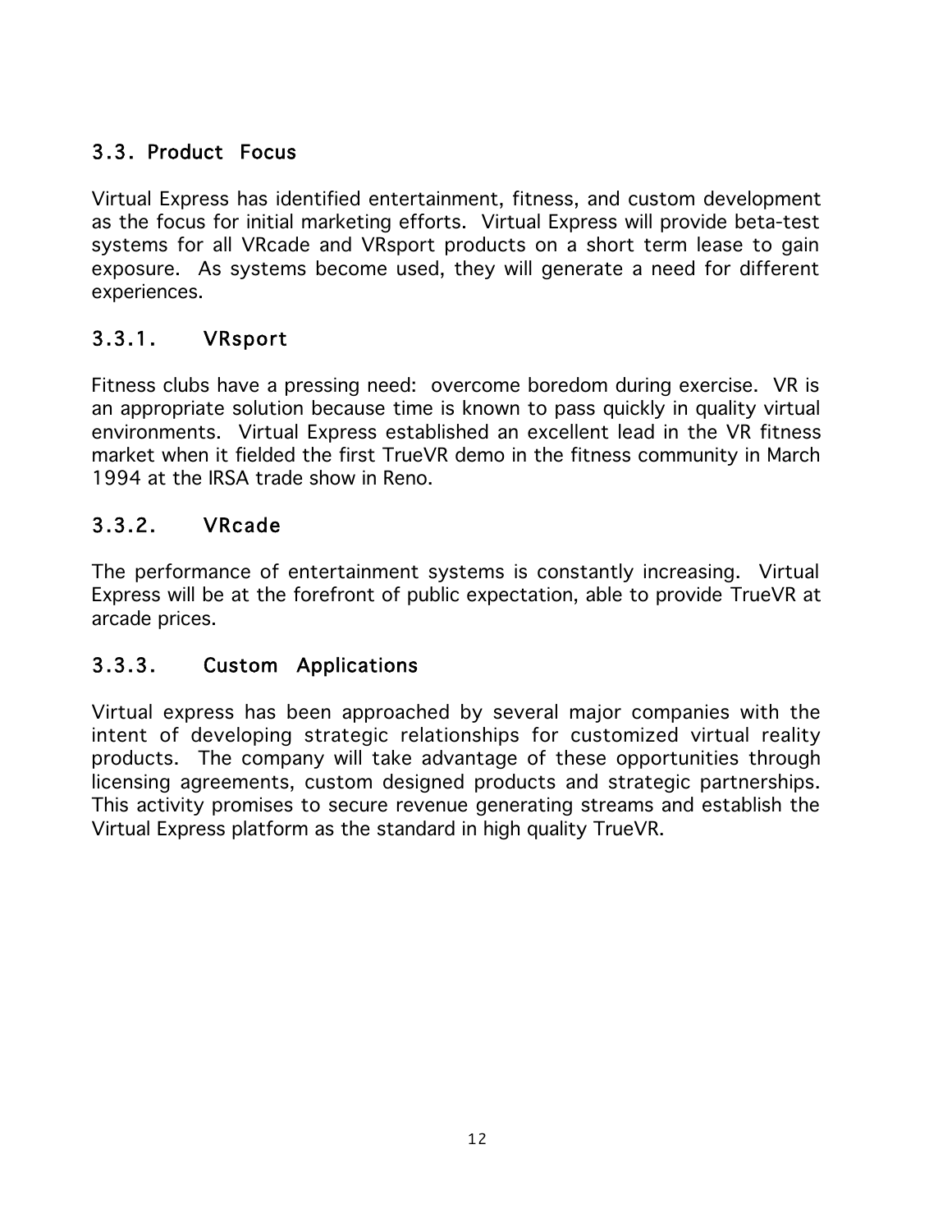## 3.3. Product Focus

Virtual Express has identified entertainment, fitness, and custom development as the focus for initial marketing efforts. Virtual Express will provide beta-test systems for all VRcade and VRsport products on a short term lease to gain exposure. As systems become used, they will generate a need for different experiences.

### 3.3.1. VRsport

Fitness clubs have a pressing need: overcome boredom during exercise. VR is an appropriate solution because time is known to pass quickly in quality virtual environments. Virtual Express established an excellent lead in the VR fitness market when it fielded the first TrueVR demo in the fitness community in March 1994 at the IRSA trade show in Reno.

### 3.3.2. VRcade

The performance of entertainment systems is constantly increasing. Virtual Express will be at the forefront of public expectation, able to provide TrueVR at arcade prices.

### 3.3.3. Custom Applications

Virtual express has been approached by several major companies with the intent of developing strategic relationships for customized virtual reality products. The company will take advantage of these opportunities through licensing agreements, custom designed products and strategic partnerships. This activity promises to secure revenue generating streams and establish the Virtual Express platform as the standard in high quality TrueVR.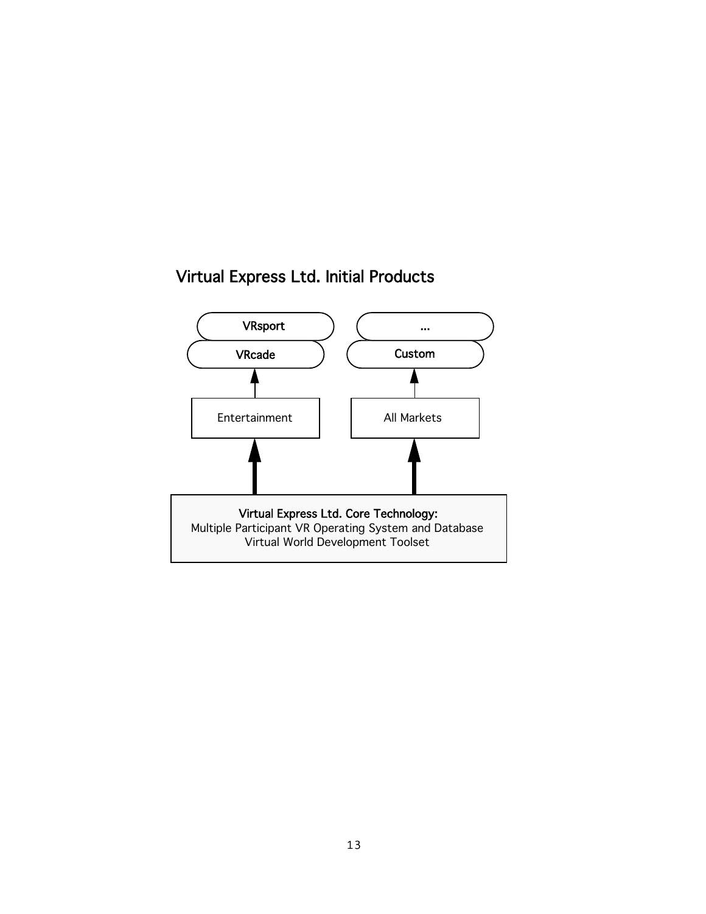## Virtual Express Ltd. Initial Products

VRsport

VRcade

...

Custom

Entertainment

All Markets

**Virtual Express Ltd. Core Technology:**
Multiple Participant VR Operating System and Database
Virtual World Development Toolset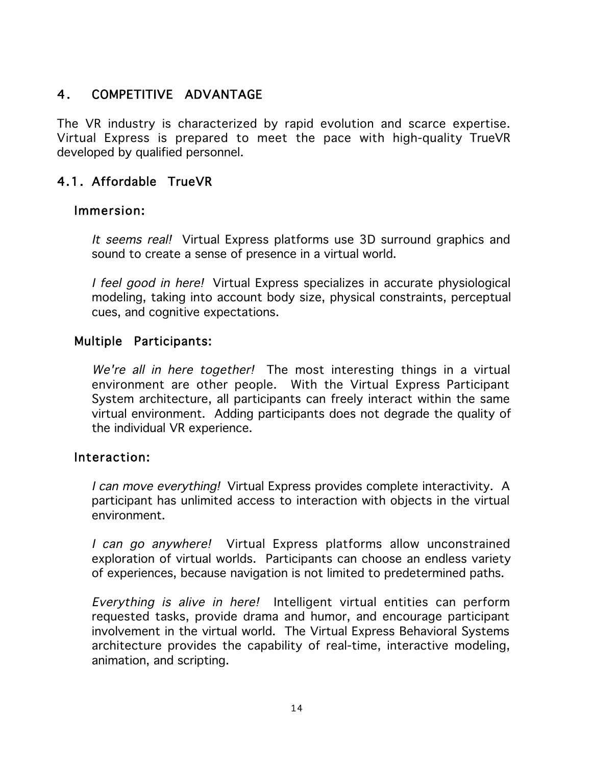## 4. COMPETITIVE ADVANTAGE

The VR industry is characterized by rapid evolution and scarce expertise. Virtual Express is prepared to meet the pace with high-quality TrueVR developed by qualified personnel.

### 4.1. Affordable TrueVR

#### Immersion:

*It seems real!* Virtual Express platforms use 3D surround graphics and sound to create a sense of presence in a virtual world.

*I feel good in here!* Virtual Express specializes in accurate physiological modeling, taking into account body size, physical constraints, perceptual cues, and cognitive expectations.

#### Multiple Participants:

*We're all in here together!* The most interesting things in a virtual environment are other people. With the Virtual Express Participant System architecture, all participants can freely interact within the same virtual environment. Adding participants does not degrade the quality of the individual VR experience.

#### Interaction:

*I can move everything!* Virtual Express provides complete interactivity. A participant has unlimited access to interaction with objects in the virtual environment.

*I can go anywhere!* Virtual Express platforms allow unconstrained exploration of virtual worlds. Participants can choose an endless variety of experiences, because navigation is not limited to predetermined paths.

*Everything is alive in here!* Intelligent virtual entities can perform requested tasks, provide drama and humor, and encourage participant involvement in the virtual world. The Virtual Express Behavioral Systems architecture provides the capability of real-time, interactive modeling, animation, and scripting.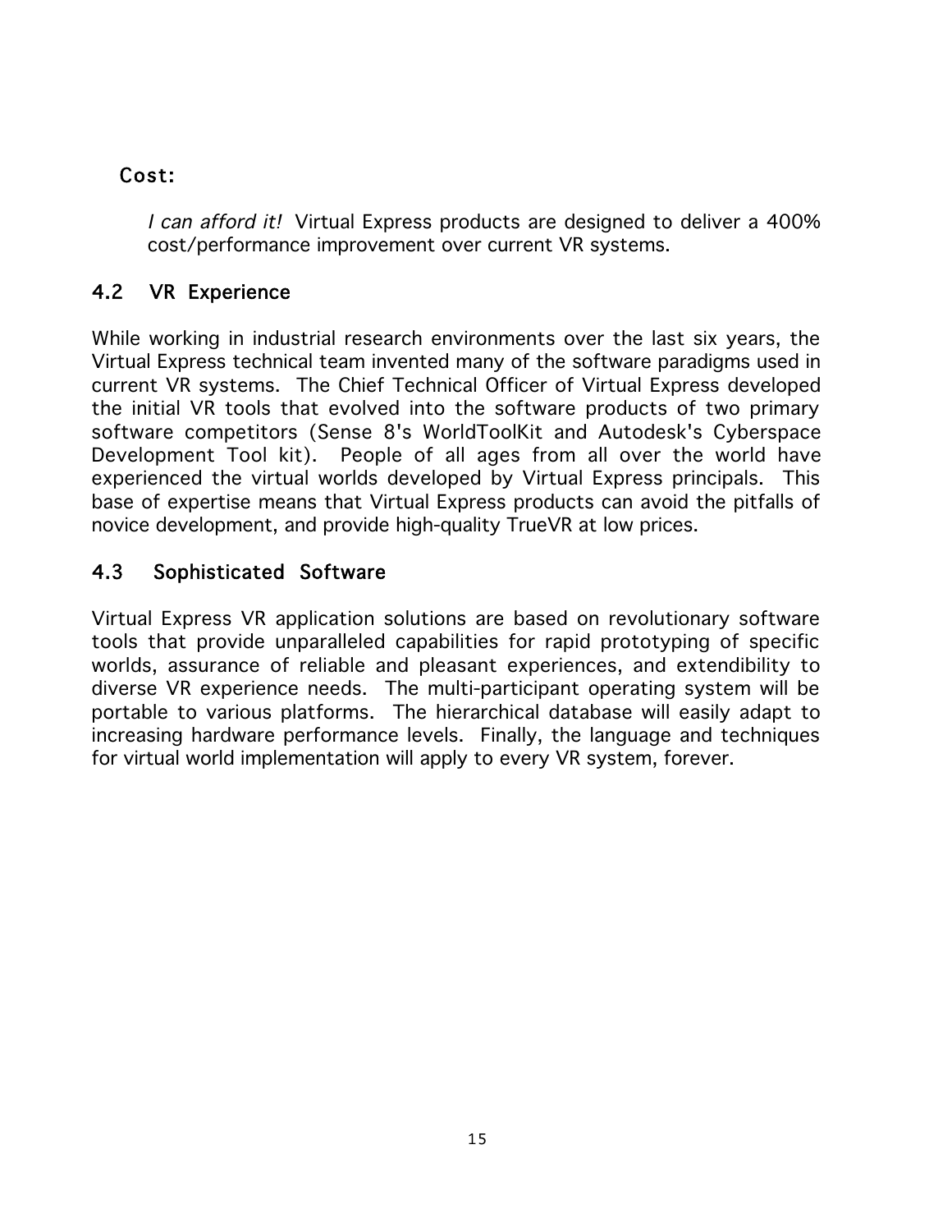**Cost:**

*I can afford it!* Virtual Express products are designed to deliver a 400% cost/performance improvement over current VR systems.

## 4.2 VR Experience

While working in industrial research environments over the last six years, the Virtual Express technical team invented many of the software paradigms used in current VR systems. The Chief Technical Officer of Virtual Express developed the initial VR tools that evolved into the software products of two primary software competitors (Sense 8's WorldToolKit and Autodesk's Cyberspace Development Tool kit). People of all ages from all over the world have experienced the virtual worlds developed by Virtual Express principals. This base of expertise means that Virtual Express products can avoid the pitfalls of novice development, and provide high-quality TrueVR at low prices.

## 4.3 Sophisticated Software

Virtual Express VR application solutions are based on revolutionary software tools that provide unparalleled capabilities for rapid prototyping of specific worlds, assurance of reliable and pleasant experiences, and extendibility to diverse VR experience needs. The multi-participant operating system will be portable to various platforms. The hierarchical database will easily adapt to increasing hardware performance levels. Finally, the language and techniques for virtual world implementation will apply to every VR system, forever.